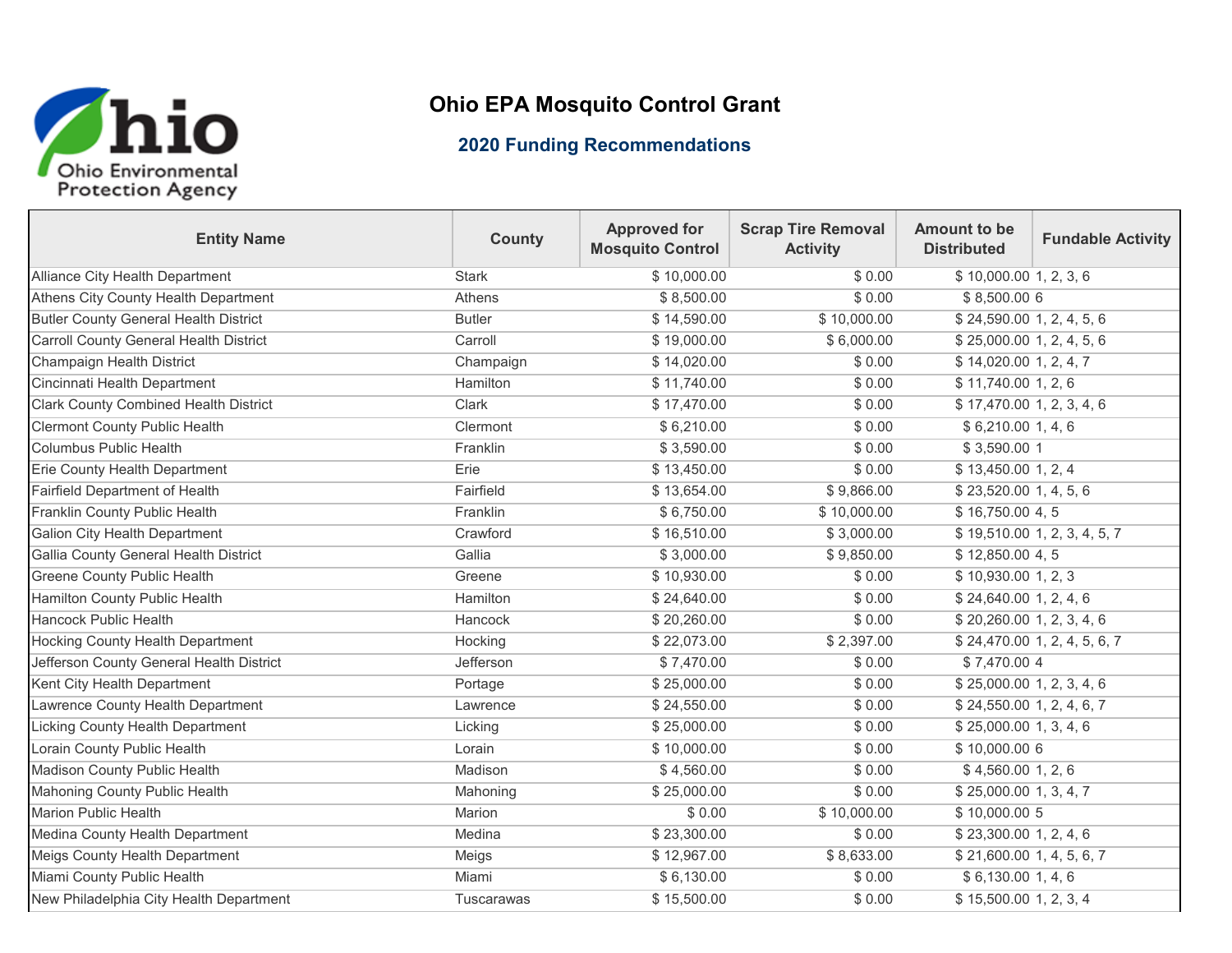# Ohio EPA Mosquito Control Grant

## 2020 Funding Recommendations

| Entity Name | County | Approved for Mosquito Control | Scrap Tire Removal Activity | Amount to be Distributed | Fundable Activity |
|---|---|---|---|---|---|
| Alliance City Health Department | Stark | $ 10,000.00 | $ 0.00 | $ 10,000.00 | 1, 2, 3, 6 |
| Athens City County Health Department | Athens | $ 8,500.00 | $ 0.00 | $ 8,500.00 | 6 |
| Butler County General Health District | Butler | $ 14,590.00 | $ 10,000.00 | $ 24,590.00 | 1, 2, 4, 5, 6 |
| Carroll County General Health District | Carroll | $ 19,000.00 | $ 6,000.00 | $ 25,000.00 | 1, 2, 4, 5, 6 |
| Champaign Health District | Champaign | $ 14,020.00 | $ 0.00 | $ 14,020.00 | 1, 2, 4, 7 |
| Cincinnati Health Department | Hamilton | $ 11,740.00 | $ 0.00 | $ 11,740.00 | 1, 2, 6 |
| Clark County Combined Health District | Clark | $ 17,470.00 | $ 0.00 | $ 17,470.00 | 1, 2, 3, 4, 6 |
| Clermont County Public Health | Clermont | $ 6,210.00 | $ 0.00 | $ 6,210.00 | 1, 4, 6 |
| Columbus Public Health | Franklin | $ 3,590.00 | $ 0.00 | $ 3,590.00 | 1 |
| Erie County Health Department | Erie | $ 13,450.00 | $ 0.00 | $ 13,450.00 | 1, 2, 4 |
| Fairfield Department of Health | Fairfield | $ 13,654.00 | $ 9,866.00 | $ 23,520.00 | 1, 4, 5, 6 |
| Franklin County Public Health | Franklin | $ 6,750.00 | $ 10,000.00 | $ 16,750.00 | 4, 5 |
| Galion City Health Department | Crawford | $ 16,510.00 | $ 3,000.00 | $ 19,510.00 | 1, 2, 3, 4, 5, 7 |
| Gallia County General Health District | Gallia | $ 3,000.00 | $ 9,850.00 | $ 12,850.00 | 4, 5 |
| Greene County Public Health | Greene | $ 10,930.00 | $ 0.00 | $ 10,930.00 | 1, 2, 3 |
| Hamilton County Public Health | Hamilton | $ 24,640.00 | $ 0.00 | $ 24,640.00 | 1, 2, 4, 6 |
| Hancock Public Health | Hancock | $ 20,260.00 | $ 0.00 | $ 20,260.00 | 1, 2, 3, 4, 6 |
| Hocking County Health Department | Hocking | $ 22,073.00 | $ 2,397.00 | $ 24,470.00 | 1, 2, 4, 5, 6, 7 |
| Jefferson County General Health District | Jefferson | $ 7,470.00 | $ 0.00 | $ 7,470.00 | 4 |
| Kent City Health Department | Portage | $ 25,000.00 | $ 0.00 | $ 25,000.00 | 1, 2, 3, 4, 6 |
| Lawrence County Health Department | Lawrence | $ 24,550.00 | $ 0.00 | $ 24,550.00 | 1, 2, 4, 6, 7 |
| Licking County Health Department | Licking | $ 25,000.00 | $ 0.00 | $ 25,000.00 | 1, 3, 4, 6 |
| Lorain County Public Health | Lorain | $ 10,000.00 | $ 0.00 | $ 10,000.00 | 6 |
| Madison County Public Health | Madison | $ 4,560.00 | $ 0.00 | $ 4,560.00 | 1, 2, 6 |
| Mahoning County Public Health | Mahoning | $ 25,000.00 | $ 0.00 | $ 25,000.00 | 1, 3, 4, 7 |
| Marion Public Health | Marion | $ 0.00 | $ 10,000.00 | $ 10,000.00 | 5 |
| Medina County Health Department | Medina | $ 23,300.00 | $ 0.00 | $ 23,300.00 | 1, 2, 4, 6 |
| Meigs County Health Department | Meigs | $ 12,967.00 | $ 8,633.00 | $ 21,600.00 | 1, 4, 5, 6, 7 |
| Miami County Public Health | Miami | $ 6,130.00 | $ 0.00 | $ 6,130.00 | 1, 4, 6 |
| New Philadelphia City Health Department | Tuscarawas | $ 15,500.00 | $ 0.00 | $ 15,500.00 | 1, 2, 3, 4 |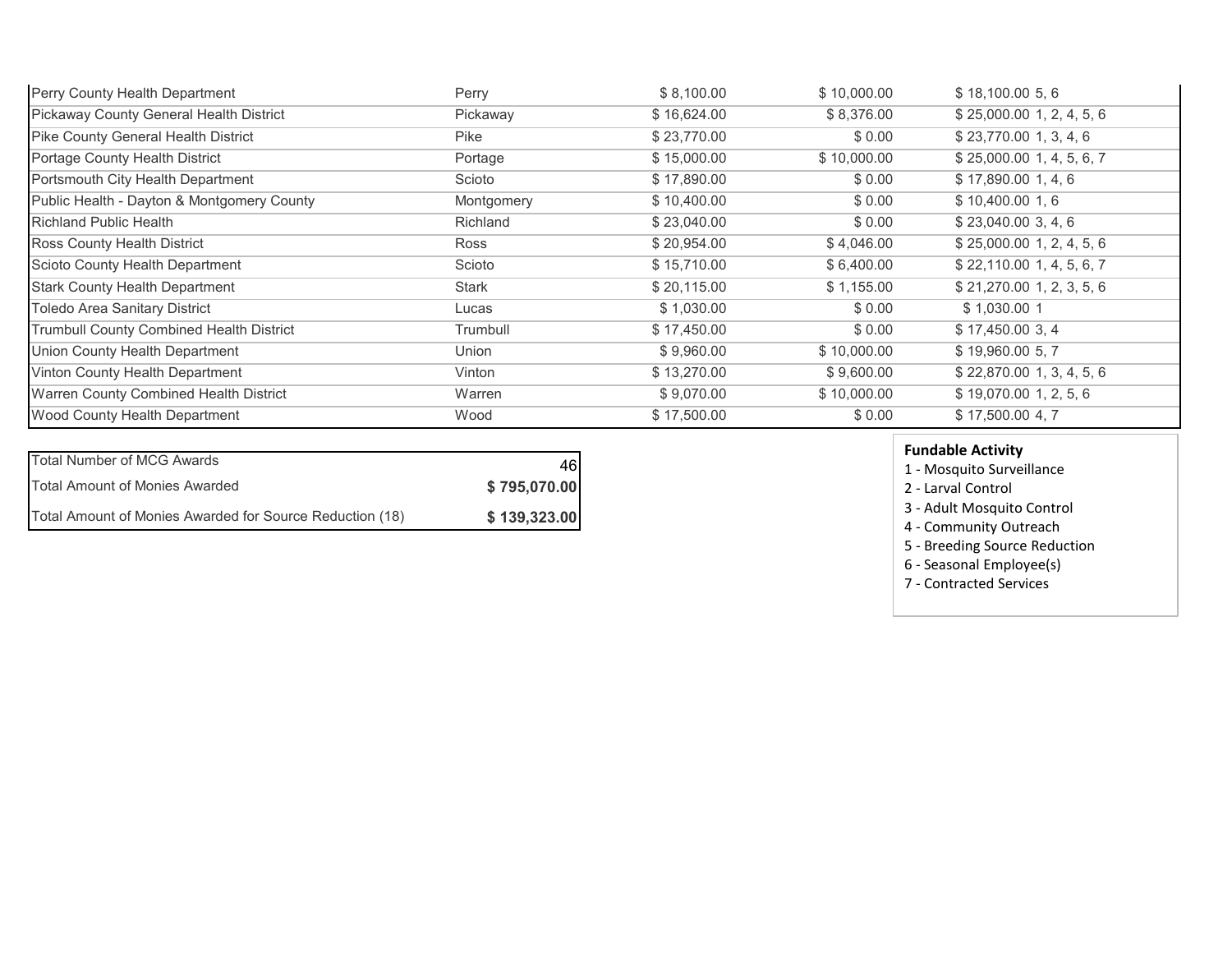| | | | | | |
|---|---|---|---|---|---|
| Perry County Health Department | Perry | $ 8,100.00 | $ 10,000.00 | $ 18,100.00 | 5, 6 |
| Pickaway County General Health District | Pickaway | $ 16,624.00 | $ 8,376.00 | $ 25,000.00 | 1, 2, 4, 5, 6 |
| Pike County General Health District | Pike | $ 23,770.00 | $ 0.00 | $ 23,770.00 | 1, 3, 4, 6 |
| Portage County Health District | Portage | $ 15,000.00 | $ 10,000.00 | $ 25,000.00 | 1, 4, 5, 6, 7 |
| Portsmouth City Health Department | Scioto | $ 17,890.00 | $ 0.00 | $ 17,890.00 | 1, 4, 6 |
| Public Health - Dayton & Montgomery County | Montgomery | $ 10,400.00 | $ 0.00 | $ 10,400.00 | 1, 6 |
| Richland Public Health | Richland | $ 23,040.00 | $ 0.00 | $ 23,040.00 | 3, 4, 6 |
| Ross County Health District | Ross | $ 20,954.00 | $ 4,046.00 | $ 25,000.00 | 1, 2, 4, 5, 6 |
| Scioto County Health Department | Scioto | $ 15,710.00 | $ 6,400.00 | $ 22,110.00 | 1, 4, 5, 6, 7 |
| Stark County Health Department | Stark | $ 20,115.00 | $ 1,155.00 | $ 21,270.00 | 1, 2, 3, 5, 6 |
| Toledo Area Sanitary District | Lucas | $ 1,030.00 | $ 0.00 | $ 1,030.00 | 1 |
| Trumbull County Combined Health District | Trumbull | $ 17,450.00 | $ 0.00 | $ 17,450.00 | 3, 4 |
| Union County Health Department | Union | $ 9,960.00 | $ 10,000.00 | $ 19,960.00 | 5, 7 |
| Vinton County Health Department | Vinton | $ 13,270.00 | $ 9,600.00 | $ 22,870.00 | 1, 3, 4, 5, 6 |
| Warren County Combined Health District | Warren | $ 9,070.00 | $ 10,000.00 | $ 19,070.00 | 1, 2, 5, 6 |
| Wood County Health Department | Wood | $ 17,500.00 | $ 0.00 | $ 17,500.00 | 4, 7 |

| | |
|---|---|
| Total Number of MCG Awards | 46 |
| Total Amount of Monies Awarded | **$ 795,070.00** |
| Total Amount of Monies Awarded for Source Reduction (18) | **$ 139,323.00** |

**Fundable Activity**

1 - Mosquito Surveillance
2 - Larval Control
3 - Adult Mosquito Control
4 - Community Outreach
5 - Breeding Source Reduction
6 - Seasonal Employee(s)
7 - Contracted Services